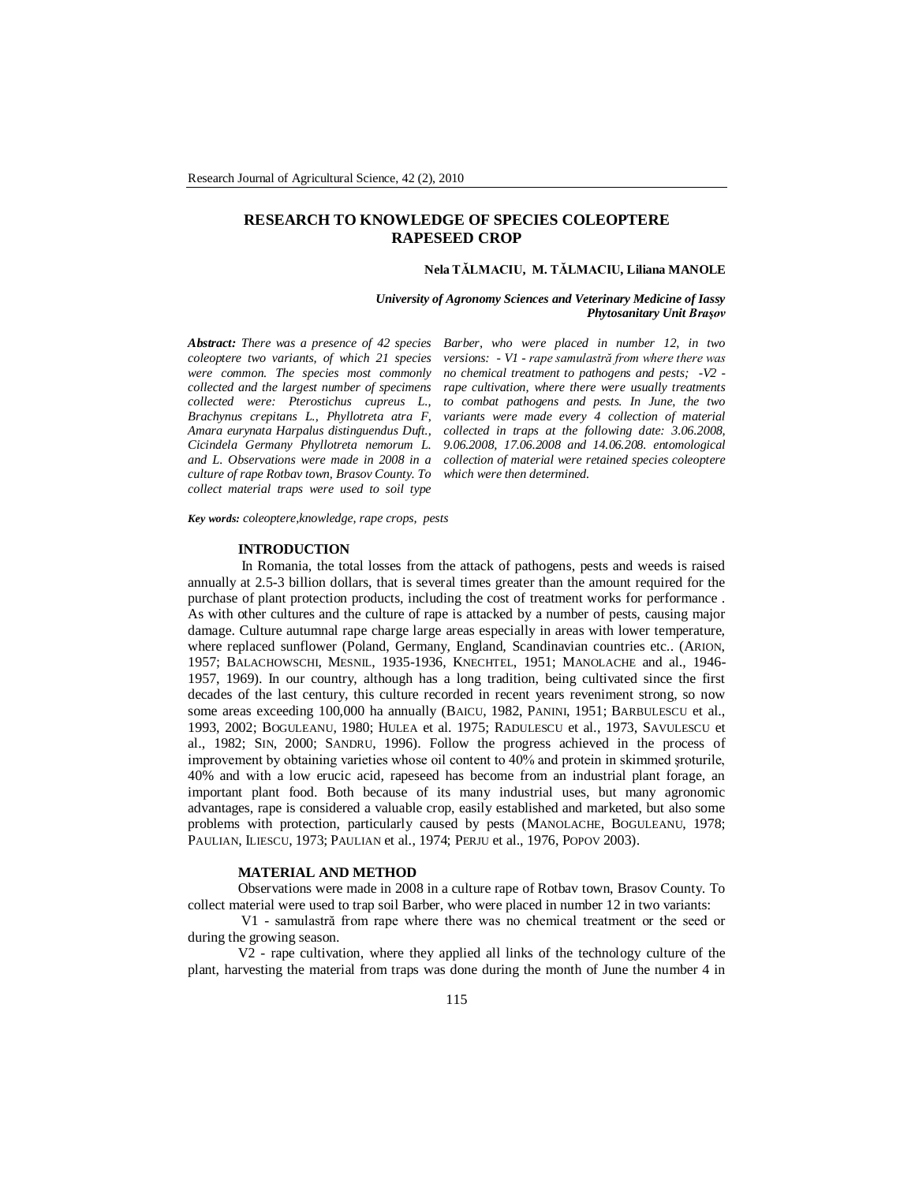# RESEARCH TO KNOWLEDGE OF SPECIES COLEOPTERE RAPESEED CROP

**Nela TĂLMACIU, M. TĂLMACIU, Liliana MANOLE**

***University of Agronomy Sciences and Veterinary Medicine of Iassy***
***Phytosanitary Unit Braşov***

***Abstract:*** *There was a presence of 42 species coleoptere two variants, of which 21 species were common. The species most commonly collected and the largest number of specimens collected were: Pterostichus cupreus L., Brachynus crepitans L., Phyllotreta atra F, Amara eurynata Harpalus distinguendus Duft., Cicindela Germany Phyllotreta nemorum L. and L. Observations were made in 2008 in a culture of rape Rotbav town, Brasov County. To collect material traps were used to soil type Barber, who were placed in number 12, in two versions: - V1 - rape samulastră from where there was no chemical treatment to pathogens and pests; -V2 - rape cultivation, where there were usually treatments to combat pathogens and pests. In June, the two variants were made every 4 collection of material collected in traps at the following date: 3.06.2008, 9.06.2008, 17.06.2008 and 14.06.208. entomological collection of material were retained species coleoptere which were then determined.*

***Key words:*** *coleoptere,knowledge, rape crops, pests*

## INTRODUCTION

In Romania, the total losses from the attack of pathogens, pests and weeds is raised annually at 2.5-3 billion dollars, that is several times greater than the amount required for the purchase of plant protection products, including the cost of treatment works for performance . As with other cultures and the culture of rape is attacked by a number of pests, causing major damage. Culture autumnal rape charge large areas especially in areas with lower temperature, where replaced sunflower (Poland, Germany, England, Scandinavian countries etc.. (ARION, 1957; BALACHOWSCHI, MESNIL, 1935-1936, KNECHTEL, 1951; MANOLACHE and al., 1946-1957, 1969). In our country, although has a long tradition, being cultivated since the first decades of the last century, this culture recorded in recent years reveniment strong, so now some areas exceeding 100,000 ha annually (BAICU, 1982, PANINI, 1951; BARBULESCU et al., 1993, 2002; BOGULEANU, 1980; HULEA et al. 1975; RADULESCU et al., 1973, SAVULESCU et al., 1982; SIN, 2000; SANDRU, 1996). Follow the progress achieved in the process of improvement by obtaining varieties whose oil content to 40% and protein in skimmed şroturile, 40% and with a low erucic acid, rapeseed has become from an industrial plant forage, an important plant food. Both because of its many industrial uses, but many agronomic advantages, rape is considered a valuable crop, easily established and marketed, but also some problems with protection, particularly caused by pests (MANOLACHE, BOGULEANU, 1978; PAULIAN, ILIESCU, 1973; PAULIAN et al., 1974; PERJU et al., 1976, POPOV 2003).

## MATERIAL AND METHOD

Observations were made in 2008 in a culture rape of Rotbav town, Brasov County. To collect material were used to trap soil Barber, who were placed in number 12 in two variants:

V1 - samulastră from rape where there was no chemical treatment or the seed or during the growing season.

V2 - rape cultivation, where they applied all links of the technology culture of the plant, harvesting the material from traps was done during the month of June the number 4 in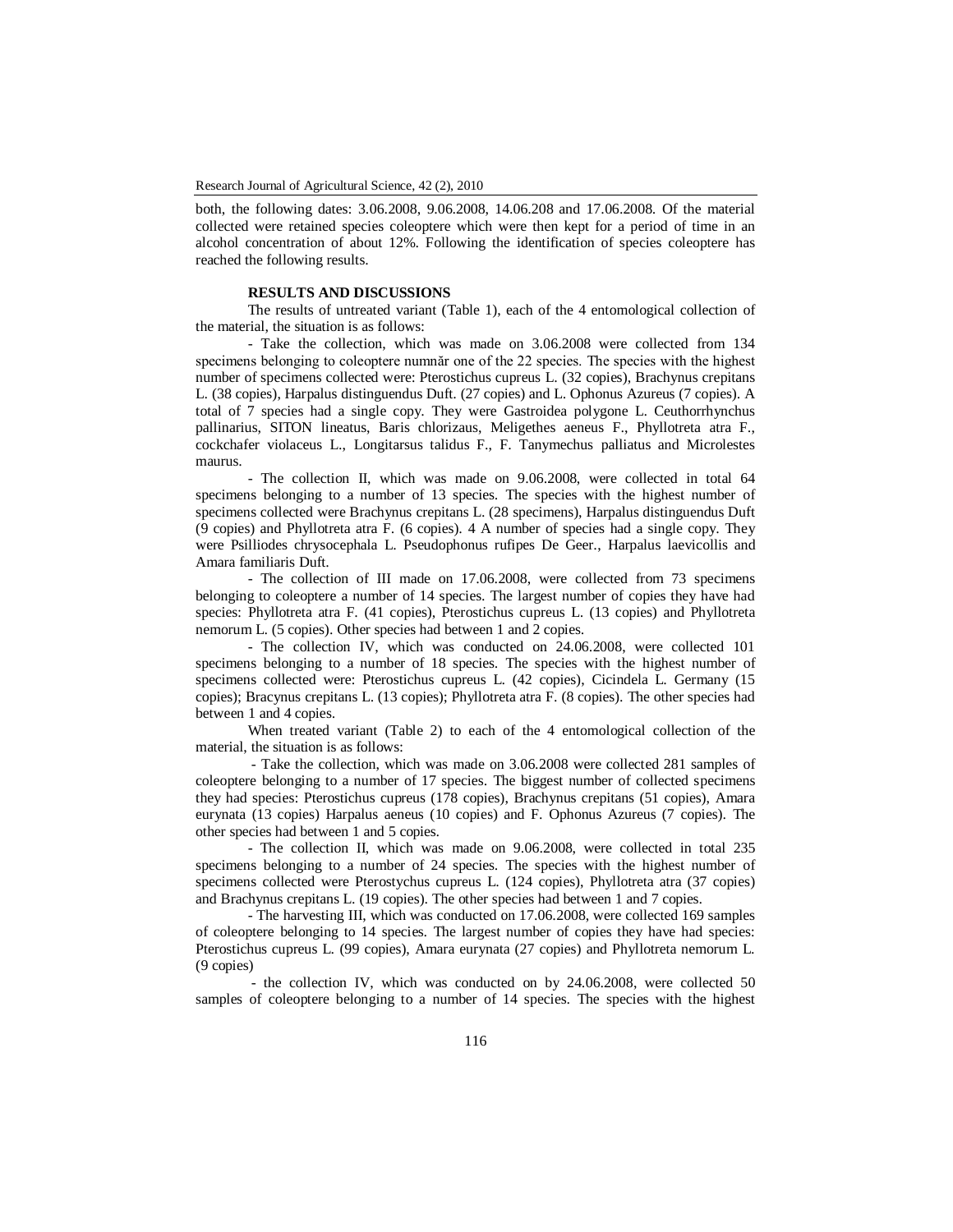both, the following dates: 3.06.2008, 9.06.2008, 14.06.208 and 17.06.2008. Of the material collected were retained species coleoptere which were then kept for a period of time in an alcohol concentration of about 12%. Following the identification of species coleoptere has reached the following results.

## RESULTS AND DISCUSSIONS

The results of untreated variant (Table 1), each of the 4 entomological collection of the material, the situation is as follows:

- Take the collection, which was made on 3.06.2008 were collected from 134 specimens belonging to coleoptere numnăr one of the 22 species. The species with the highest number of specimens collected were: Pterostichus cupreus L. (32 copies), Brachynus crepitans L. (38 copies), Harpalus distinguendus Duft. (27 copies) and L. Ophonus Azureus (7 copies). A total of 7 species had a single copy. They were Gastroidea polygone L. Ceuthorrhynchus pallinarius, SITON lineatus, Baris chlorizaus, Meligethes aeneus F., Phyllotreta atra F., cockchafer violaceus L., Longitarsus talidus F., F. Tanymechus palliatus and Microlestes maurus.

- The collection II, which was made on 9.06.2008, were collected in total 64 specimens belonging to a number of 13 species. The species with the highest number of specimens collected were Brachynus crepitans L. (28 specimens), Harpalus distinguendus Duft (9 copies) and Phyllotreta atra F. (6 copies). 4 A number of species had a single copy. They were Psilliodes chrysocephala L. Pseudophonus rufipes De Geer., Harpalus laevicollis and Amara familiaris Duft.

- The collection of III made on 17.06.2008, were collected from 73 specimens belonging to coleoptere a number of 14 species. The largest number of copies they have had species: Phyllotreta atra F. (41 copies), Pterostichus cupreus L. (13 copies) and Phyllotreta nemorum L. (5 copies). Other species had between 1 and 2 copies.

- The collection IV, which was conducted on 24.06.2008, were collected 101 specimens belonging to a number of 18 species. The species with the highest number of specimens collected were: Pterostichus cupreus L. (42 copies), Cicindela L. Germany (15 copies); Bracynus crepitans L. (13 copies); Phyllotreta atra F. (8 copies). The other species had between 1 and 4 copies.

When treated variant (Table 2) to each of the 4 entomological collection of the material, the situation is as follows:

- Take the collection, which was made on 3.06.2008 were collected 281 samples of coleoptere belonging to a number of 17 species. The biggest number of collected specimens they had species: Pterostichus cupreus (178 copies), Brachynus crepitans (51 copies), Amara eurynata (13 copies) Harpalus aeneus (10 copies) and F. Ophonus Azureus (7 copies). The other species had between 1 and 5 copies.

- The collection II, which was made on 9.06.2008, were collected in total 235 specimens belonging to a number of 24 species. The species with the highest number of specimens collected were Pterostychus cupreus L. (124 copies), Phyllotreta atra (37 copies) and Brachynus crepitans L. (19 copies). The other species had between 1 and 7 copies.

- The harvesting III, which was conducted on 17.06.2008, were collected 169 samples of coleoptere belonging to 14 species. The largest number of copies they have had species: Pterostichus cupreus L. (99 copies), Amara eurynata (27 copies) and Phyllotreta nemorum L. (9 copies)

- the collection IV, which was conducted on by 24.06.2008, were collected 50 samples of coleoptere belonging to a number of 14 species. The species with the highest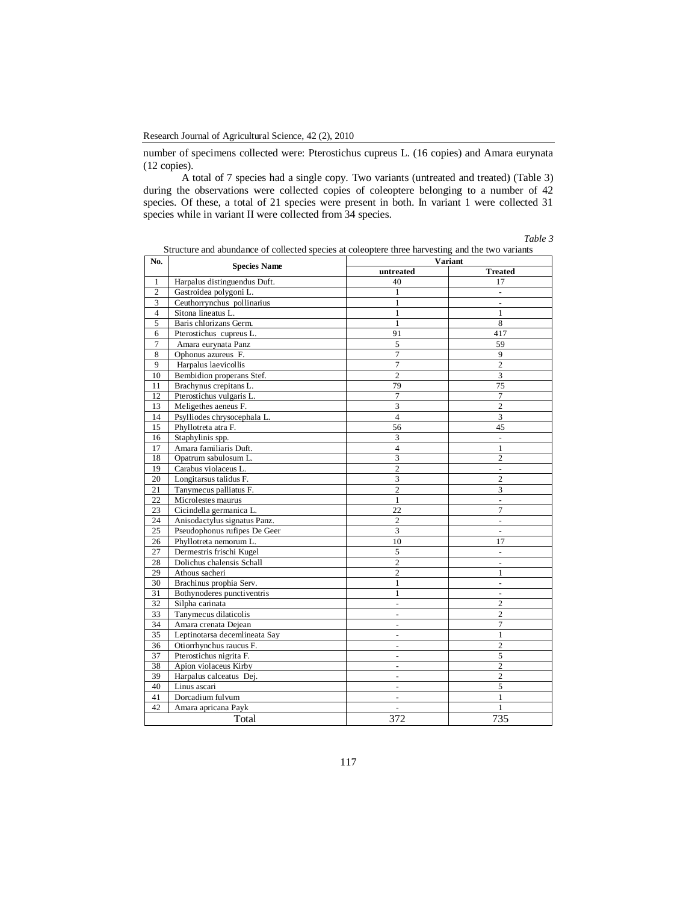number of specimens collected were: Pterostichus cupreus L. (16 copies) and Amara eurynata (12 copies).

A total of 7 species had a single copy. Two variants (untreated and treated) (Table 3) during the observations were collected copies of coleoptere belonging to a number of 42 species. Of these, a total of 21 species were present in both. In variant 1 were collected 31 species while in variant II were collected from 34 species.

*Table 3*

Structure and abundance of collected species at coleoptere three harvesting and the two variants

| No. | Species Name | Variant | |
|---|---|---|---|
| | | **untreated** | **Treated** |
| 1 | Harpalus distinguendus Duft. | 40 | 17 |
| 2 | Gastroidea polygoni L. | 1 | - |
| 3 | Ceuthorrynchus pollinarius | 1 | - |
| 4 | Sitona lineatus L. | 1 | 1 |
| 5 | Baris chlorizans Germ. | 1 | 8 |
| 6 | Pterostichus cupreus L. | 91 | 417 |
| 7 | Amara eurynata Panz | 5 | 59 |
| 8 | Ophonus azureus F. | 7 | 9 |
| 9 | Harpalus laevicollis | 7 | 2 |
| 10 | Bembidion properans Stef. | 2 | 3 |
| 11 | Brachynus crepitans L. | 79 | 75 |
| 12 | Pterostichus vulgaris L. | 7 | 7 |
| 13 | Meligethes aeneus F. | 3 | 2 |
| 14 | Psylliodes chrysocephala L. | 4 | 3 |
| 15 | Phyllotreta atra F. | 56 | 45 |
| 16 | Staphylinis spp. | 3 | - |
| 17 | Amara familiaris Duft. | 4 | 1 |
| 18 | Opatrum sabulosum L. | 3 | 2 |
| 19 | Carabus violaceus L. | 2 | - |
| 20 | Longitarsus talidus F. | 3 | 2 |
| 21 | Tanymecus palliatus F. | 2 | 3 |
| 22 | Microlestes maurus | 1 | - |
| 23 | Cicindella germanica L. | 22 | 7 |
| 24 | Anisodactylus signatus Panz. | 2 | - |
| 25 | Pseudophonus rufipes De Geer | 3 | - |
| 26 | Phyllotreta nemorum L. | 10 | 17 |
| 27 | Dermestris frischi Kugel | 5 | - |
| 28 | Dolichus chalensis Schall | 2 | - |
| 29 | Athous sacheri | 2 | 1 |
| 30 | Brachinus prophia Serv. | 1 | - |
| 31 | Bothynoderes punctiventris | 1 | - |
| 32 | Silpha carinata | - | 2 |
| 33 | Tanymecus dilaticolis | - | 2 |
| 34 | Amara crenata Dejean | - | 7 |
| 35 | Leptinotarsa decemlineata Say | - | 1 |
| 36 | Otiorrhynchus raucus F. | - | 2 |
| 37 | Pterostichus nigrita F. | - | 5 |
| 38 | Apion violaceus Kirby | - | 2 |
| 39 | Harpalus calceatus Dej. | - | 2 |
| 40 | Linus ascari | - | 5 |
| 41 | Dorcadium fulvum | - | 1 |
| 42 | Amara apricana Payk | - | 1 |
| Total | | 372 | 735 |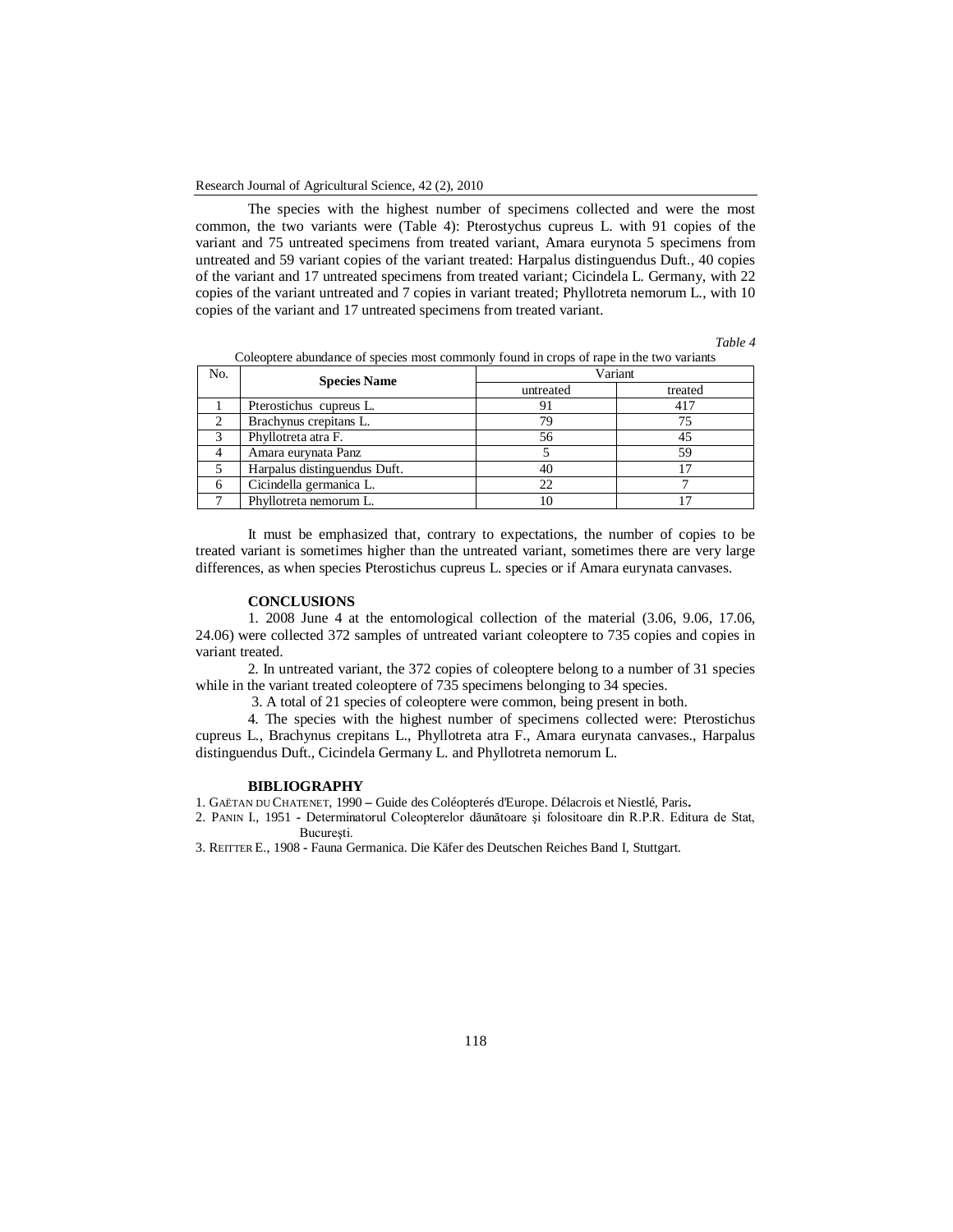The species with the highest number of specimens collected and were the most common, the two variants were (Table 4): Pterostychus cupreus L. with 91 copies of the variant and 75 untreated specimens from treated variant, Amara eurynota 5 specimens from untreated and 59 variant copies of the variant treated: Harpalus distinguendus Duft., 40 copies of the variant and 17 untreated specimens from treated variant; Cicindela L. Germany, with 22 copies of the variant untreated and 7 copies in variant treated; Phyllotreta nemorum L., with 10 copies of the variant and 17 untreated specimens from treated variant.

*Table 4*

Coleoptere abundance of species most commonly found in crops of rape in the two variants

| No. | Species Name | Variant | |
|---|---|---|---|
| | | untreated | treated |
| 1 | Pterostichus cupreus L. | 91 | 417 |
| 2 | Brachynus crepitans L. | 79 | 75 |
| 3 | Phyllotreta atra F. | 56 | 45 |
| 4 | Amara eurynata Panz | 5 | 59 |
| 5 | Harpalus distinguendus Duft. | 40 | 17 |
| 6 | Cicindella germanica L. | 22 | 7 |
| 7 | Phyllotreta nemorum L. | 10 | 17 |

It must be emphasized that, contrary to expectations, the number of copies to be treated variant is sometimes higher than the untreated variant, sometimes there are very large differences, as when species Pterostichus cupreus L. species or if Amara eurynata canvases.

**CONCLUSIONS**

1. 2008 June 4 at the entomological collection of the material (3.06, 9.06, 17.06, 24.06) were collected 372 samples of untreated variant coleoptere to 735 copies and copies in variant treated.

2. In untreated variant, the 372 copies of coleoptere belong to a number of 31 species while in the variant treated coleoptere of 735 specimens belonging to 34 species.

3. A total of 21 species of coleoptere were common, being present in both.

4. The species with the highest number of specimens collected were: Pterostichus cupreus L., Brachynus crepitans L., Phyllotreta atra F., Amara eurynata canvases., Harpalus distinguendus Duft., Cicindela Germany L. and Phyllotreta nemorum L.

**BIBLIOGRAPHY**

1. GAËTAN DU CHATENET, 1990 – Guide des Coléopterés d'Europe. Délacrois et Niestlé, Paris.
2. PANIN I., 1951 - Determinatorul Coleopterelor dăunătoare şi folositoare din R.P.R. Editura de Stat, Bucureşti.
3. REITTER E., 1908 - Fauna Germanica. Die Käfer des Deutschen Reiches Band I, Stuttgart.